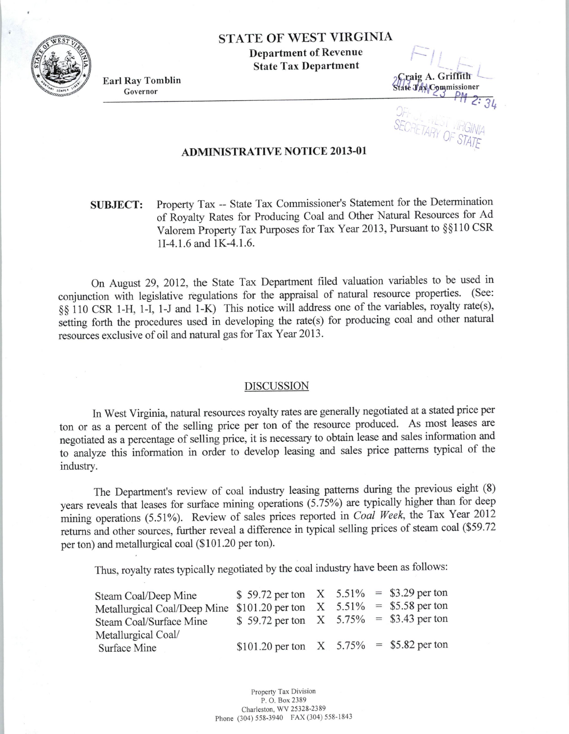# STATE OF WEST VIRGINIA

**Department of Revenue**
**State Tax Department**

**Earl Ray Tomblin**
Governor

**Craig A. Griffith**
State Tax Commissioner

FILED
2013 JAN 23 PM 2:34
OFFICE WEST VIRGINIA
SECRETARY OF STATE

## ADMINISTRATIVE NOTICE 2013-01

**SUBJECT:** Property Tax -- State Tax Commissioner's Statement for the Determination of Royalty Rates for Producing Coal and Other Natural Resources for Ad Valorem Property Tax Purposes for Tax Year 2013, Pursuant to §§110 CSR 1I-4.1.6 and 1K-4.1.6.

On August 29, 2012, the State Tax Department filed valuation variables to be used in conjunction with legislative regulations for the appraisal of natural resource properties. (See: §§ 110 CSR 1-H, 1-I, 1-J and 1-K) This notice will address one of the variables, royalty rate(s), setting forth the procedures used in developing the rate(s) for producing coal and other natural resources exclusive of oil and natural gas for Tax Year 2013.

### DISCUSSION

In West Virginia, natural resources royalty rates are generally negotiated at a stated price per ton or as a percent of the selling price per ton of the resource produced. As most leases are negotiated as a percentage of selling price, it is necessary to obtain lease and sales information and to analyze this information in order to develop leasing and sales price patterns typical of the industry.

The Department's review of coal industry leasing patterns during the previous eight (8) years reveals that leases for surface mining operations (5.75%) are typically higher than for deep mining operations (5.51%). Review of sales prices reported in *Coal Week*, the Tax Year 2012 returns and other sources, further reveal a difference in typical selling prices of steam coal ($59.72 per ton) and metallurgical coal ($101.20 per ton).

Thus, royalty rates typically negotiated by the coal industry have been as follows:

| | | | | | |
|---|---|---|---|---|---|
| Steam Coal/Deep Mine | $ 59.72 per ton | X | 5.51% | = | $3.29 per ton |
| Metallurgical Coal/Deep Mine | $101.20 per ton | X | 5.51% | = | $5.58 per ton |
| Steam Coal/Surface Mine | $ 59.72 per ton | X | 5.75% | = | $3.43 per ton |
| Metallurgical Coal/ Surface Mine | $101.20 per ton | X | 5.75% | = | $5.82 per ton |

Property Tax Division
P. O. Box 2389
Charleston, WV 25328-2389
Phone (304) 558-3940 FAX (304) 558-1843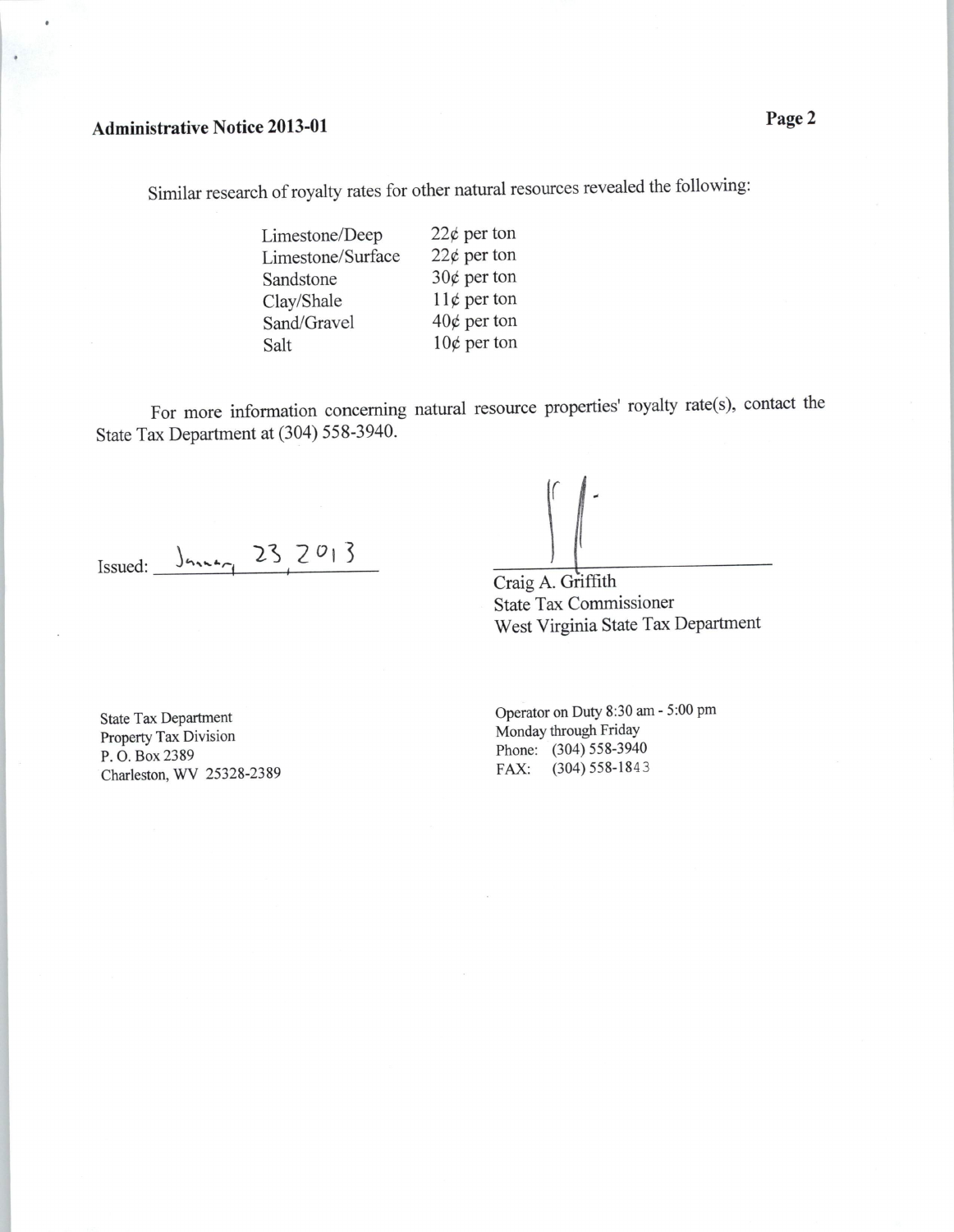Similar research of royalty rates for other natural resources revealed the following:

| | |
|---|---|
| Limestone/Deep | 22¢ per ton |
| Limestone/Surface | 22¢ per ton |
| Sandstone | 30¢ per ton |
| Clay/Shale | 11¢ per ton |
| Sand/Gravel | 40¢ per ton |
| Salt | 10¢ per ton |

For more information concerning natural resource properties' royalty rate(s), contact the State Tax Department at (304) 558-3940.

Issued: January 23, 2013

Craig A. Griffith
State Tax Commissioner
West Virginia State Tax Department

State Tax Department
Property Tax Division
P. O. Box 2389
Charleston, WV 25328-2389

Operator on Duty 8:30 am - 5:00 pm
Monday through Friday
Phone: (304) 558-3940
FAX: (304) 558-1843